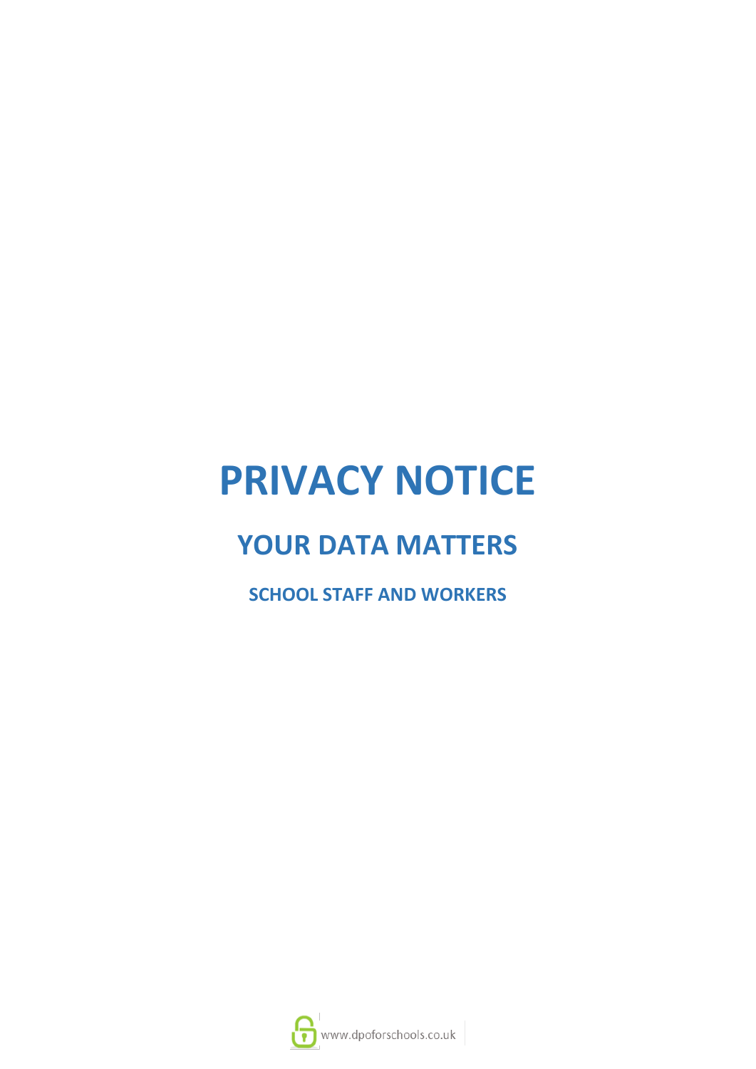# PRIVACY NOTICE

## YOUR DATA MATTERS

### SCHOOL STAFF AND WORKERS

www.dpoforschools.co.uk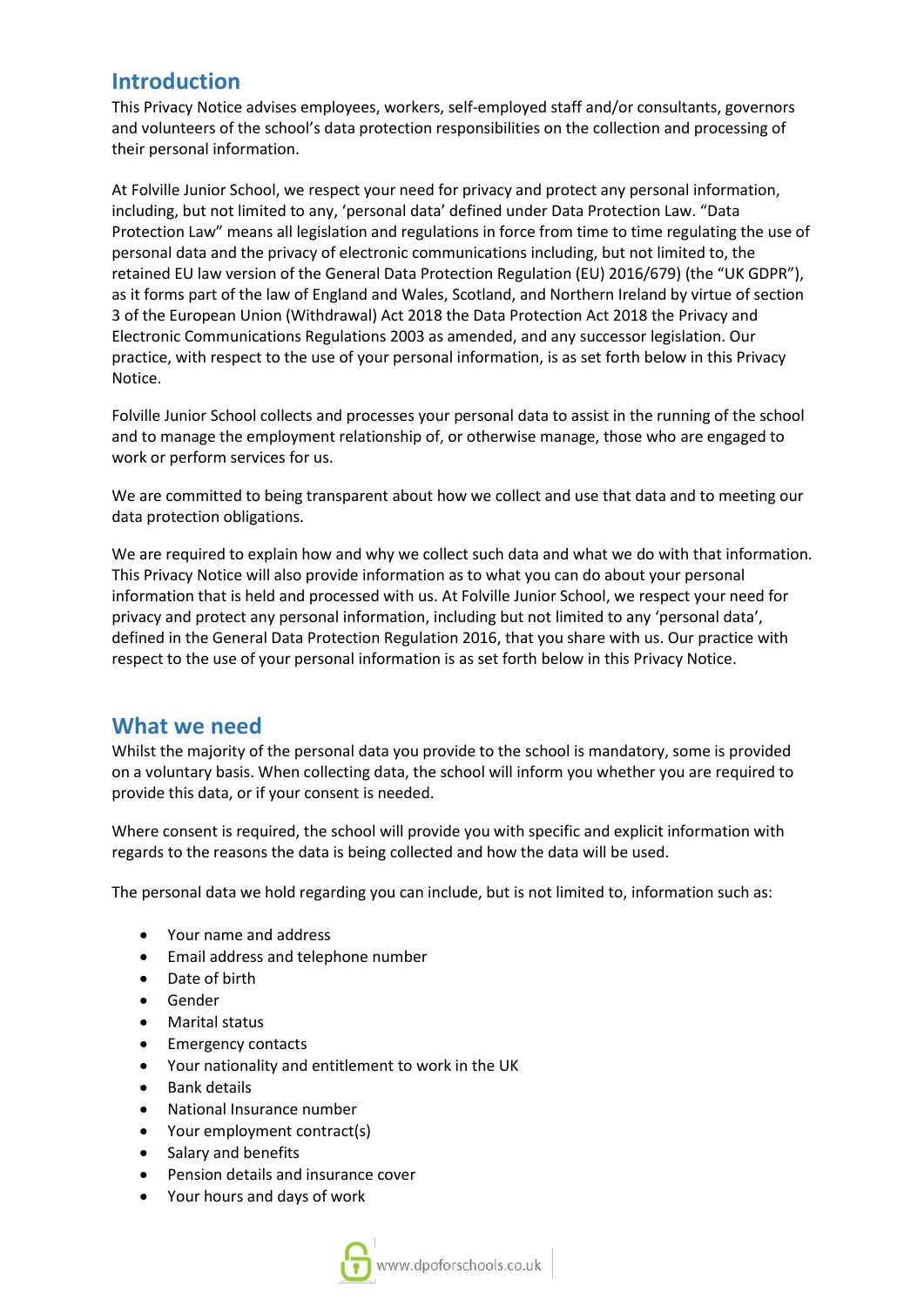## Introduction

This Privacy Notice advises employees, workers, self-employed staff and/or consultants, governors and volunteers of the school's data protection responsibilities on the collection and processing of their personal information.

At Folville Junior School, we respect your need for privacy and protect any personal information, including, but not limited to any, 'personal data' defined under Data Protection Law. "Data Protection Law" means all legislation and regulations in force from time to time regulating the use of personal data and the privacy of electronic communications including, but not limited to, the retained EU law version of the General Data Protection Regulation (EU) 2016/679) (the "UK GDPR"), as it forms part of the law of England and Wales, Scotland, and Northern Ireland by virtue of section 3 of the European Union (Withdrawal) Act 2018 the Data Protection Act 2018 the Privacy and Electronic Communications Regulations 2003 as amended, and any successor legislation. Our practice, with respect to the use of your personal information, is as set forth below in this Privacy Notice.

Folville Junior School collects and processes your personal data to assist in the running of the school and to manage the employment relationship of, or otherwise manage, those who are engaged to work or perform services for us.

We are committed to being transparent about how we collect and use that data and to meeting our data protection obligations.

We are required to explain how and why we collect such data and what we do with that information. This Privacy Notice will also provide information as to what you can do about your personal information that is held and processed with us. At Folville Junior School, we respect your need for privacy and protect any personal information, including but not limited to any 'personal data', defined in the General Data Protection Regulation 2016, that you share with us. Our practice with respect to the use of your personal information is as set forth below in this Privacy Notice.

## What we need

Whilst the majority of the personal data you provide to the school is mandatory, some is provided on a voluntary basis. When collecting data, the school will inform you whether you are required to provide this data, or if your consent is needed.

Where consent is required, the school will provide you with specific and explicit information with regards to the reasons the data is being collected and how the data will be used.

The personal data we hold regarding you can include, but is not limited to, information such as:

- Your name and address
- Email address and telephone number
- Date of birth
- Gender
- Marital status
- Emergency contacts
- Your nationality and entitlement to work in the UK
- Bank details
- National Insurance number
- Your employment contract(s)
- Salary and benefits
- Pension details and insurance cover
- Your hours and days of work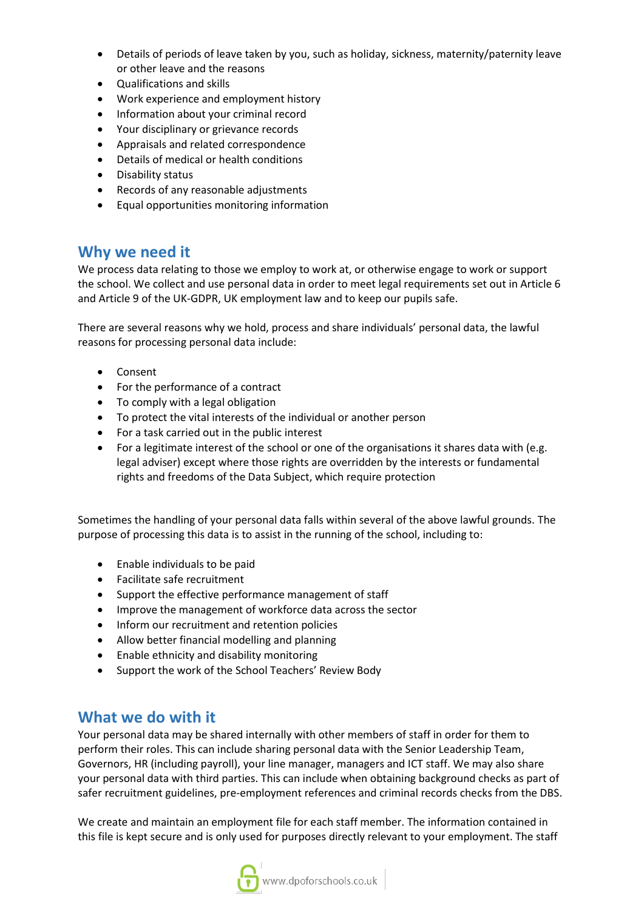- Details of periods of leave taken by you, such as holiday, sickness, maternity/paternity leave or other leave and the reasons
- Qualifications and skills
- Work experience and employment history
- Information about your criminal record
- Your disciplinary or grievance records
- Appraisals and related correspondence
- Details of medical or health conditions
- Disability status
- Records of any reasonable adjustments
- Equal opportunities monitoring information

## Why we need it

We process data relating to those we employ to work at, or otherwise engage to work or support the school. We collect and use personal data in order to meet legal requirements set out in Article 6 and Article 9 of the UK-GDPR, UK employment law and to keep our pupils safe.

There are several reasons why we hold, process and share individuals' personal data, the lawful reasons for processing personal data include:

- Consent
- For the performance of a contract
- To comply with a legal obligation
- To protect the vital interests of the individual or another person
- For a task carried out in the public interest
- For a legitimate interest of the school or one of the organisations it shares data with (e.g. legal adviser) except where those rights are overridden by the interests or fundamental rights and freedoms of the Data Subject, which require protection

Sometimes the handling of your personal data falls within several of the above lawful grounds. The purpose of processing this data is to assist in the running of the school, including to:

- Enable individuals to be paid
- Facilitate safe recruitment
- Support the effective performance management of staff
- Improve the management of workforce data across the sector
- Inform our recruitment and retention policies
- Allow better financial modelling and planning
- Enable ethnicity and disability monitoring
- Support the work of the School Teachers' Review Body

## What we do with it

Your personal data may be shared internally with other members of staff in order for them to perform their roles. This can include sharing personal data with the Senior Leadership Team, Governors, HR (including payroll), your line manager, managers and ICT staff. We may also share your personal data with third parties. This can include when obtaining background checks as part of safer recruitment guidelines, pre-employment references and criminal records checks from the DBS.

We create and maintain an employment file for each staff member. The information contained in this file is kept secure and is only used for purposes directly relevant to your employment. The staff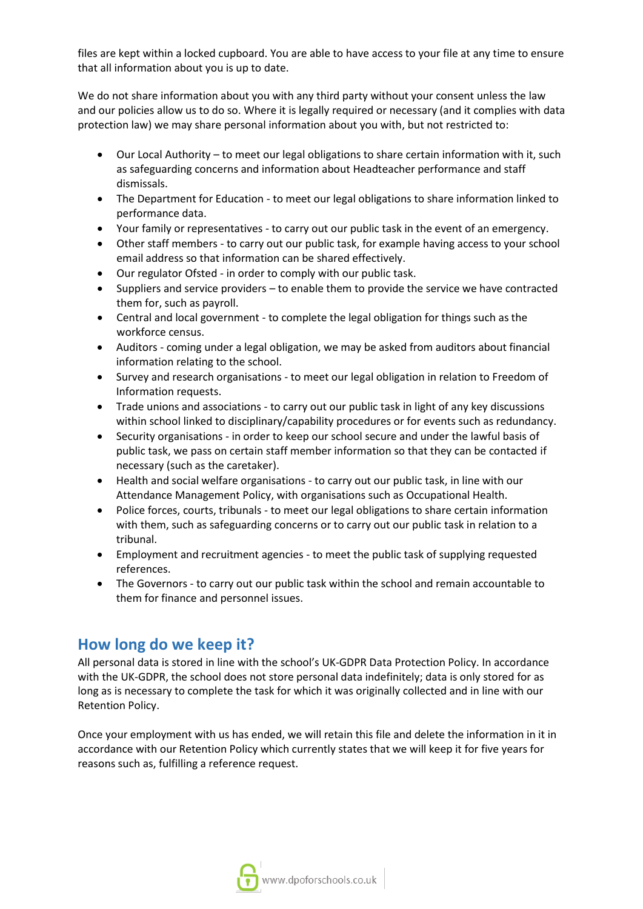files are kept within a locked cupboard. You are able to have access to your file at any time to ensure that all information about you is up to date.

We do not share information about you with any third party without your consent unless the law and our policies allow us to do so. Where it is legally required or necessary (and it complies with data protection law) we may share personal information about you with, but not restricted to:

- Our Local Authority – to meet our legal obligations to share certain information with it, such as safeguarding concerns and information about Headteacher performance and staff dismissals.
- The Department for Education - to meet our legal obligations to share information linked to performance data.
- Your family or representatives - to carry out our public task in the event of an emergency.
- Other staff members - to carry out our public task, for example having access to your school email address so that information can be shared effectively.
- Our regulator Ofsted - in order to comply with our public task.
- Suppliers and service providers – to enable them to provide the service we have contracted them for, such as payroll.
- Central and local government - to complete the legal obligation for things such as the workforce census.
- Auditors - coming under a legal obligation, we may be asked from auditors about financial information relating to the school.
- Survey and research organisations - to meet our legal obligation in relation to Freedom of Information requests.
- Trade unions and associations - to carry out our public task in light of any key discussions within school linked to disciplinary/capability procedures or for events such as redundancy.
- Security organisations - in order to keep our school secure and under the lawful basis of public task, we pass on certain staff member information so that they can be contacted if necessary (such as the caretaker).
- Health and social welfare organisations - to carry out our public task, in line with our Attendance Management Policy, with organisations such as Occupational Health.
- Police forces, courts, tribunals - to meet our legal obligations to share certain information with them, such as safeguarding concerns or to carry out our public task in relation to a tribunal.
- Employment and recruitment agencies - to meet the public task of supplying requested references.
- The Governors - to carry out our public task within the school and remain accountable to them for finance and personnel issues.

## How long do we keep it?

All personal data is stored in line with the school's UK-GDPR Data Protection Policy. In accordance with the UK-GDPR, the school does not store personal data indefinitely; data is only stored for as long as is necessary to complete the task for which it was originally collected and in line with our Retention Policy.

Once your employment with us has ended, we will retain this file and delete the information in it in accordance with our Retention Policy which currently states that we will keep it for five years for reasons such as, fulfilling a reference request.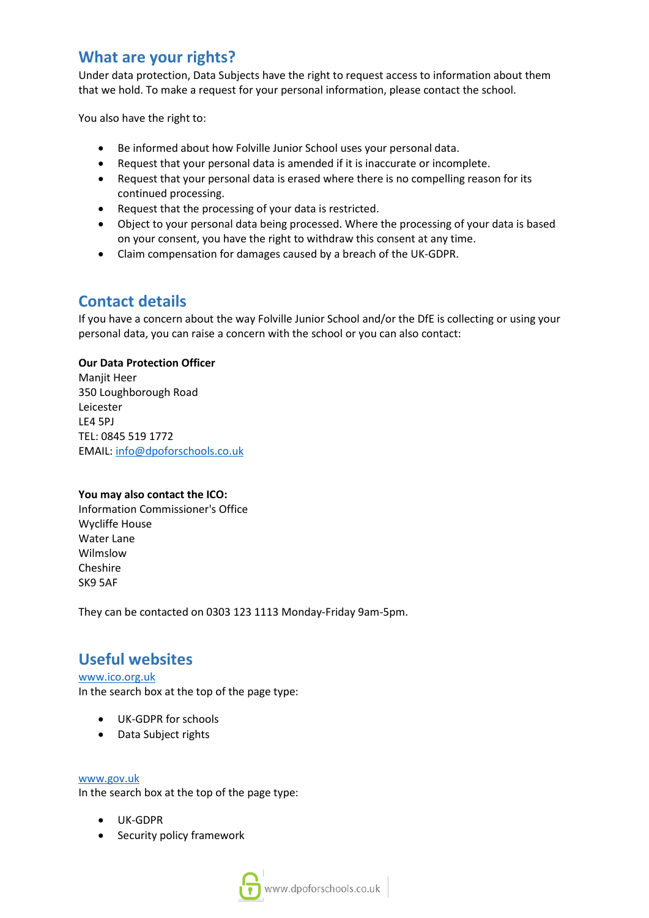## What are your rights?

Under data protection, Data Subjects have the right to request access to information about them that we hold. To make a request for your personal information, please contact the school.

You also have the right to:

- Be informed about how Folville Junior School uses your personal data.
- Request that your personal data is amended if it is inaccurate or incomplete.
- Request that your personal data is erased where there is no compelling reason for its continued processing.
- Request that the processing of your data is restricted.
- Object to your personal data being processed. Where the processing of your data is based on your consent, you have the right to withdraw this consent at any time.
- Claim compensation for damages caused by a breach of the UK-GDPR.

## Contact details

If you have a concern about the way Folville Junior School and/or the DfE is collecting or using your personal data, you can raise a concern with the school or you can also contact:

**Our Data Protection Officer**
Manjit Heer
350 Loughborough Road
Leicester
LE4 5PJ
TEL: 0845 519 1772
EMAIL: info@dpoforschools.co.uk

**You may also contact the ICO:**
Information Commissioner's Office
Wycliffe House
Water Lane
Wilmslow
Cheshire
SK9 5AF

They can be contacted on 0303 123 1113 Monday-Friday 9am-5pm.

## Useful websites

www.ico.org.uk
In the search box at the top of the page type:

- UK-GDPR for schools
- Data Subject rights

www.gov.uk
In the search box at the top of the page type:

- UK-GDPR
- Security policy framework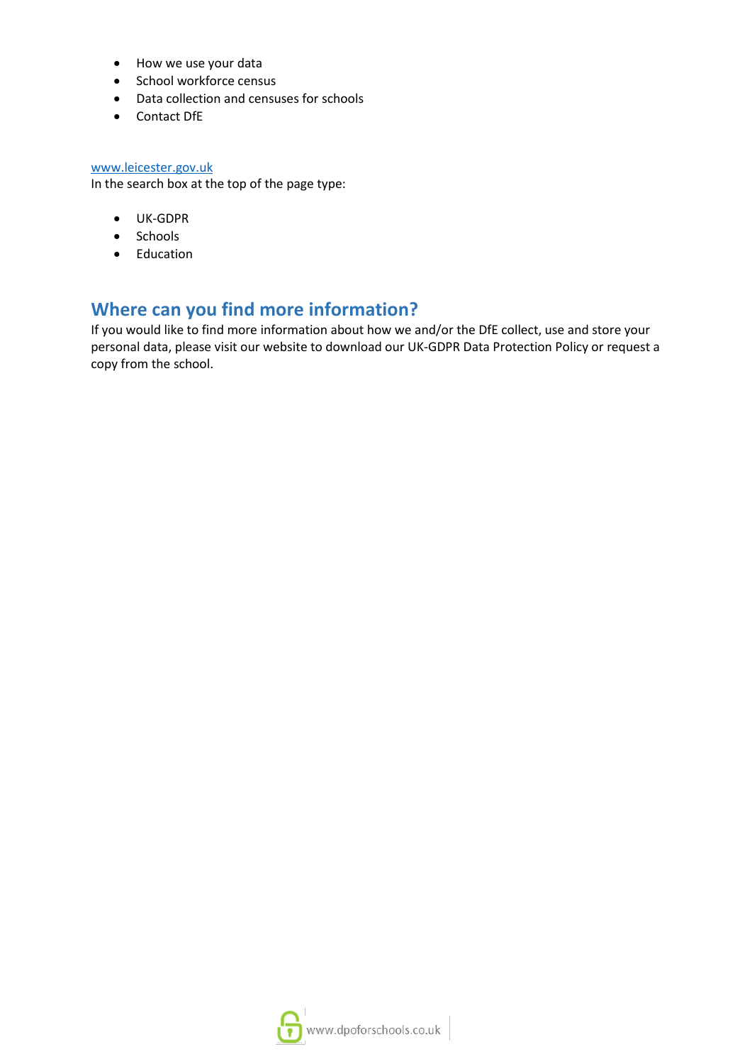- How we use your data
- School workforce census
- Data collection and censuses for schools
- Contact DfE

www.leicester.gov.uk
In the search box at the top of the page type:

- UK-GDPR
- Schools
- Education

## Where can you find more information?

If you would like to find more information about how we and/or the DfE collect, use and store your personal data, please visit our website to download our UK-GDPR Data Protection Policy or request a copy from the school.